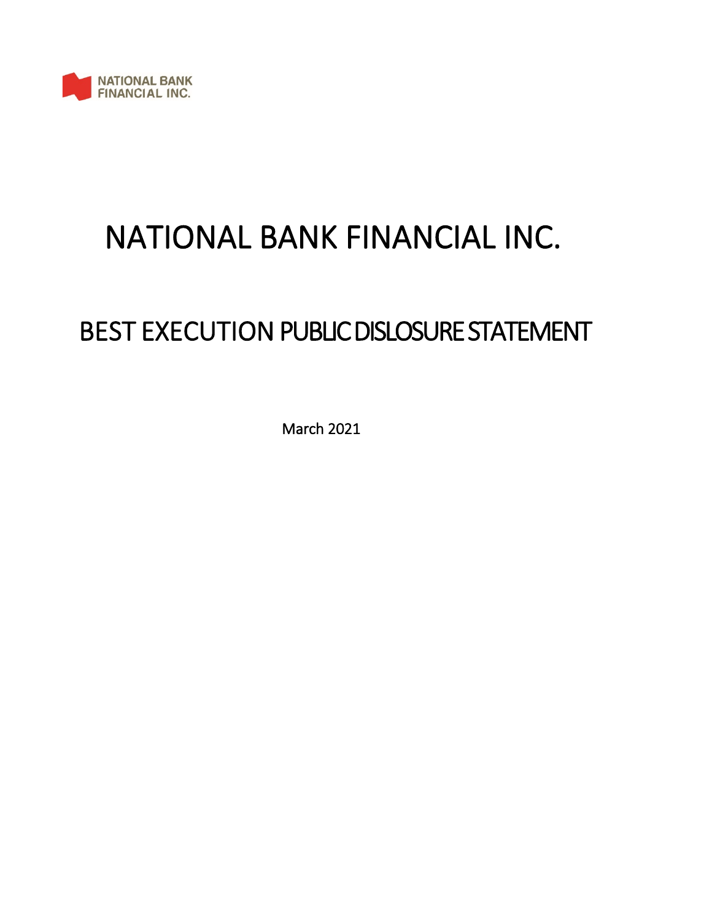NATIONAL BANK FINANCIAL INC.

# NATIONAL BANK FINANCIAL INC.

## BEST EXECUTION PUBLIC DISLOSURE STATEMENT

March 2021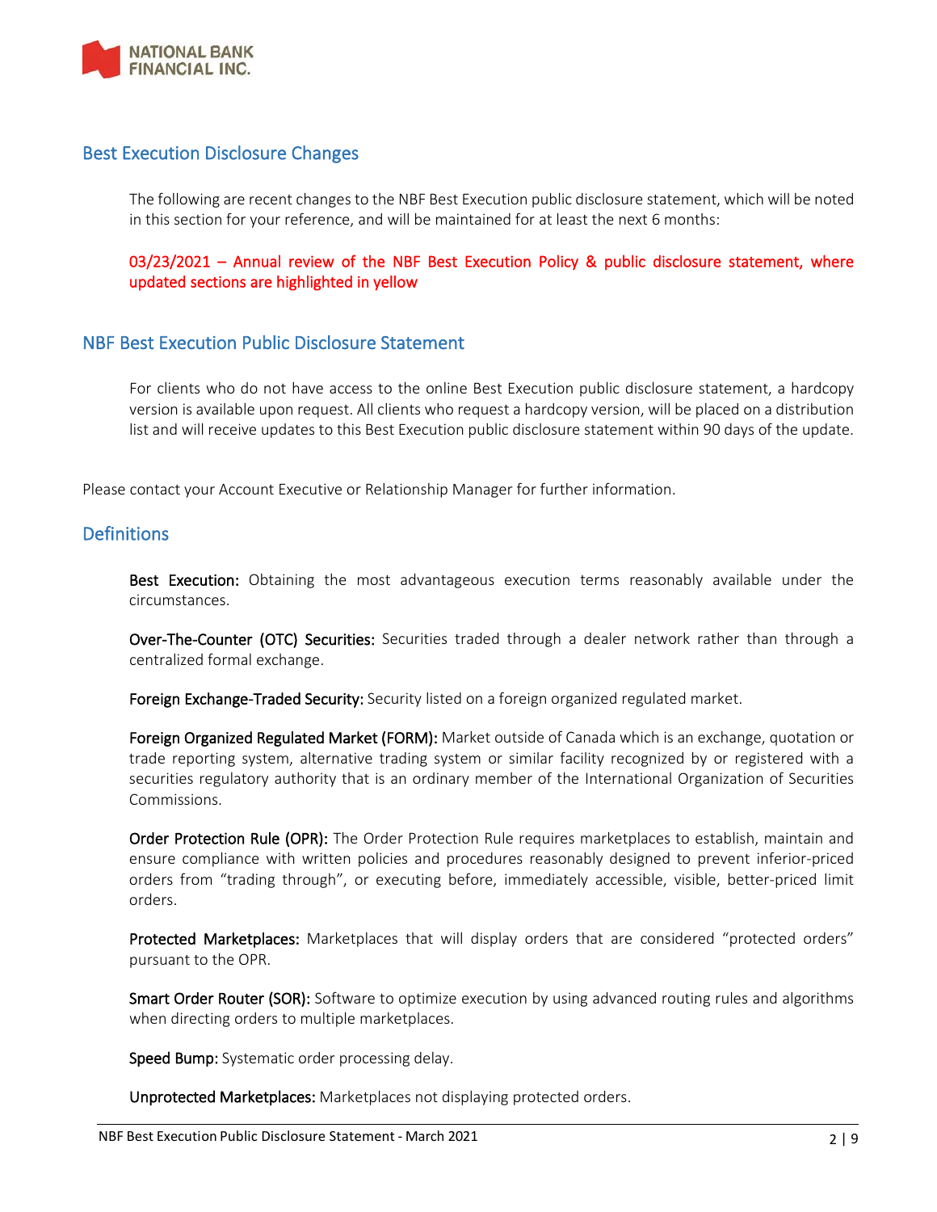## Best Execution Disclosure Changes

The following are recent changes to the NBF Best Execution public disclosure statement, which will be noted in this section for your reference, and will be maintained for at least the next 6 months:

03/23/2021 – Annual review of the NBF Best Execution Policy & public disclosure statement, where updated sections are highlighted in yellow

## NBF Best Execution Public Disclosure Statement

For clients who do not have access to the online Best Execution public disclosure statement, a hardcopy version is available upon request. All clients who request a hardcopy version, will be placed on a distribution list and will receive updates to this Best Execution public disclosure statement within 90 days of the update.

Please contact your Account Executive or Relationship Manager for further information.

## Definitions

**Best Execution:** Obtaining the most advantageous execution terms reasonably available under the circumstances.

**Over-The-Counter (OTC) Securities:** Securities traded through a dealer network rather than through a centralized formal exchange.

**Foreign Exchange-Traded Security:** Security listed on a foreign organized regulated market.

**Foreign Organized Regulated Market (FORM):** Market outside of Canada which is an exchange, quotation or trade reporting system, alternative trading system or similar facility recognized by or registered with a securities regulatory authority that is an ordinary member of the International Organization of Securities Commissions.

**Order Protection Rule (OPR):** The Order Protection Rule requires marketplaces to establish, maintain and ensure compliance with written policies and procedures reasonably designed to prevent inferior-priced orders from "trading through", or executing before, immediately accessible, visible, better-priced limit orders.

**Protected Marketplaces:** Marketplaces that will display orders that are considered "protected orders" pursuant to the OPR.

**Smart Order Router (SOR):** Software to optimize execution by using advanced routing rules and algorithms when directing orders to multiple marketplaces.

**Speed Bump:** Systematic order processing delay.

**Unprotected Marketplaces:** Marketplaces not displaying protected orders.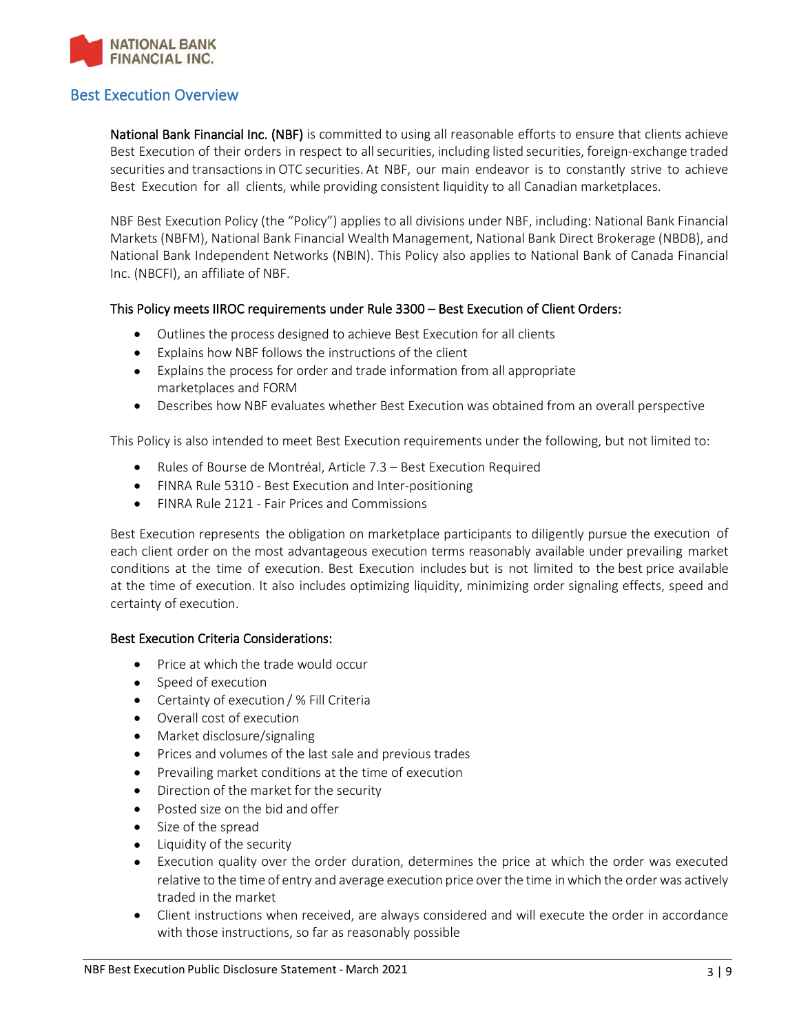## Best Execution Overview

**National Bank Financial Inc. (NBF)** is committed to using all reasonable efforts to ensure that clients achieve Best Execution of their orders in respect to all securities, including listed securities, foreign-exchange traded securities and transactions in OTC securities. At NBF, our main endeavor is to constantly strive to achieve Best Execution for all clients, while providing consistent liquidity to all Canadian marketplaces.

NBF Best Execution Policy (the "Policy") applies to all divisions under NBF, including: National Bank Financial Markets (NBFM), National Bank Financial Wealth Management, National Bank Direct Brokerage (NBDB), and National Bank Independent Networks (NBIN). This Policy also applies to National Bank of Canada Financial Inc. (NBCFI), an affiliate of NBF.

### This Policy meets IIROC requirements under Rule 3300 – Best Execution of Client Orders:

- Outlines the process designed to achieve Best Execution for all clients
- Explains how NBF follows the instructions of the client
- Explains the process for order and trade information from all appropriate marketplaces and FORM
- Describes how NBF evaluates whether Best Execution was obtained from an overall perspective

This Policy is also intended to meet Best Execution requirements under the following, but not limited to:

- Rules of Bourse de Montréal, Article 7.3 – Best Execution Required
- FINRA Rule 5310 - Best Execution and Inter-positioning
- FINRA Rule 2121 - Fair Prices and Commissions

Best Execution represents the obligation on marketplace participants to diligently pursue the execution of each client order on the most advantageous execution terms reasonably available under prevailing market conditions at the time of execution. Best Execution includes but is not limited to the best price available at the time of execution. It also includes optimizing liquidity, minimizing order signaling effects, speed and certainty of execution.

### Best Execution Criteria Considerations:

- Price at which the trade would occur
- Speed of execution
- Certainty of execution / % Fill Criteria
- Overall cost of execution
- Market disclosure/signaling
- Prices and volumes of the last sale and previous trades
- Prevailing market conditions at the time of execution
- Direction of the market for the security
- Posted size on the bid and offer
- Size of the spread
- Liquidity of the security
- Execution quality over the order duration, determines the price at which the order was executed relative to the time of entry and average execution price over the time in which the order was actively traded in the market
- Client instructions when received, are always considered and will execute the order in accordance with those instructions, so far as reasonably possible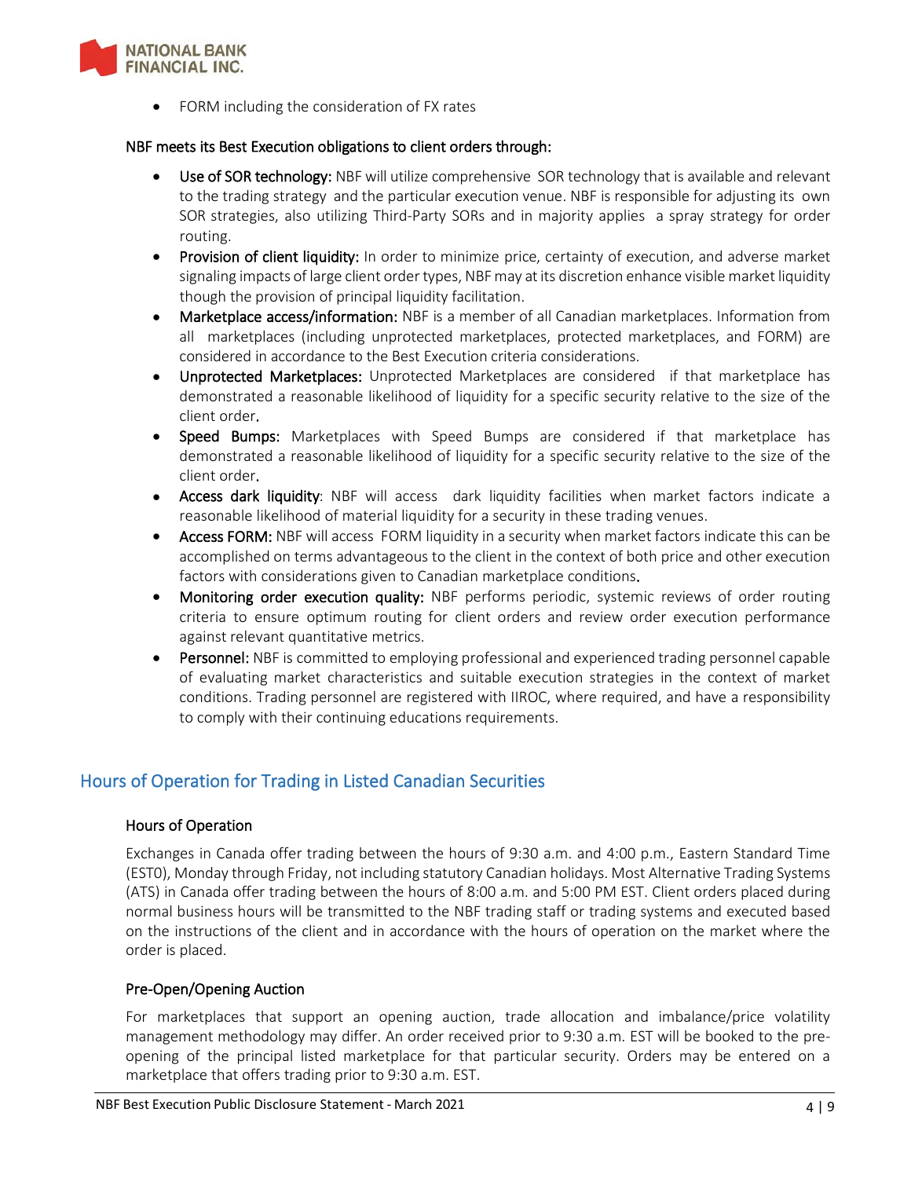- FORM including the consideration of FX rates

**NBF meets its Best Execution obligations to client orders through:**

- **Use of SOR technology:** NBF will utilize comprehensive SOR technology that is available and relevant to the trading strategy and the particular execution venue. NBF is responsible for adjusting its own SOR strategies, also utilizing Third-Party SORs and in majority applies a spray strategy for order routing.
- **Provision of client liquidity:** In order to minimize price, certainty of execution, and adverse market signaling impacts of large client order types, NBF may at its discretion enhance visible market liquidity though the provision of principal liquidity facilitation.
- **Marketplace access/information:** NBF is a member of all Canadian marketplaces. Information from all marketplaces (including unprotected marketplaces, protected marketplaces, and FORM) are considered in accordance to the Best Execution criteria considerations.
- **Unprotected Marketplaces:** Unprotected Marketplaces are considered if that marketplace has demonstrated a reasonable likelihood of liquidity for a specific security relative to the size of the client order.
- **Speed Bumps:** Marketplaces with Speed Bumps are considered if that marketplace has demonstrated a reasonable likelihood of liquidity for a specific security relative to the size of the client order.
- **Access dark liquidity**: NBF will access dark liquidity facilities when market factors indicate a reasonable likelihood of material liquidity for a security in these trading venues.
- **Access FORM:** NBF will access FORM liquidity in a security when market factors indicate this can be accomplished on terms advantageous to the client in the context of both price and other execution factors with considerations given to Canadian marketplace conditions.
- **Monitoring order execution quality:** NBF performs periodic, systemic reviews of order routing criteria to ensure optimum routing for client orders and review order execution performance against relevant quantitative metrics.
- **Personnel:** NBF is committed to employing professional and experienced trading personnel capable of evaluating market characteristics and suitable execution strategies in the context of market conditions. Trading personnel are registered with IIROC, where required, and have a responsibility to comply with their continuing educations requirements.

## Hours of Operation for Trading in Listed Canadian Securities

### Hours of Operation

Exchanges in Canada offer trading between the hours of 9:30 a.m. and 4:00 p.m., Eastern Standard Time (EST0), Monday through Friday, not including statutory Canadian holidays. Most Alternative Trading Systems (ATS) in Canada offer trading between the hours of 8:00 a.m. and 5:00 PM EST. Client orders placed during normal business hours will be transmitted to the NBF trading staff or trading systems and executed based on the instructions of the client and in accordance with the hours of operation on the market where the order is placed.

### Pre-Open/Opening Auction

For marketplaces that support an opening auction, trade allocation and imbalance/price volatility management methodology may differ. An order received prior to 9:30 a.m. EST will be booked to the pre-opening of the principal listed marketplace for that particular security. Orders may be entered on a marketplace that offers trading prior to 9:30 a.m. EST.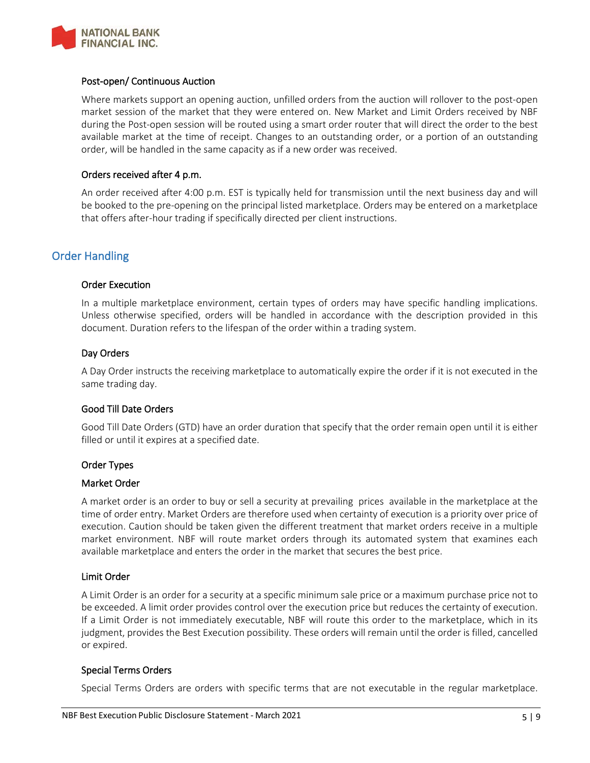### Post-open/ Continuous Auction

Where markets support an opening auction, unfilled orders from the auction will rollover to the post-open market session of the market that they were entered on. New Market and Limit Orders received by NBF during the Post-open session will be routed using a smart order router that will direct the order to the best available market at the time of receipt. Changes to an outstanding order, or a portion of an outstanding order, will be handled in the same capacity as if a new order was received.

### Orders received after 4 p.m.

An order received after 4:00 p.m. EST is typically held for transmission until the next business day and will be booked to the pre-opening on the principal listed marketplace. Orders may be entered on a marketplace that offers after-hour trading if specifically directed per client instructions.

## Order Handling

### Order Execution

In a multiple marketplace environment, certain types of orders may have specific handling implications. Unless otherwise specified, orders will be handled in accordance with the description provided in this document. Duration refers to the lifespan of the order within a trading system.

### Day Orders

A Day Order instructs the receiving marketplace to automatically expire the order if it is not executed in the same trading day.

### Good Till Date Orders

Good Till Date Orders (GTD) have an order duration that specify that the order remain open until it is either filled or until it expires at a specified date.

### Order Types

### Market Order

A market order is an order to buy or sell a security at prevailing prices available in the marketplace at the time of order entry. Market Orders are therefore used when certainty of execution is a priority over price of execution. Caution should be taken given the different treatment that market orders receive in a multiple market environment. NBF will route market orders through its automated system that examines each available marketplace and enters the order in the market that secures the best price.

### Limit Order

A Limit Order is an order for a security at a specific minimum sale price or a maximum purchase price not to be exceeded. A limit order provides control over the execution price but reduces the certainty of execution. If a Limit Order is not immediately executable, NBF will route this order to the marketplace, which in its judgment, provides the Best Execution possibility. These orders will remain until the order is filled, cancelled or expired.

### Special Terms Orders

Special Terms Orders are orders with specific terms that are not executable in the regular marketplace.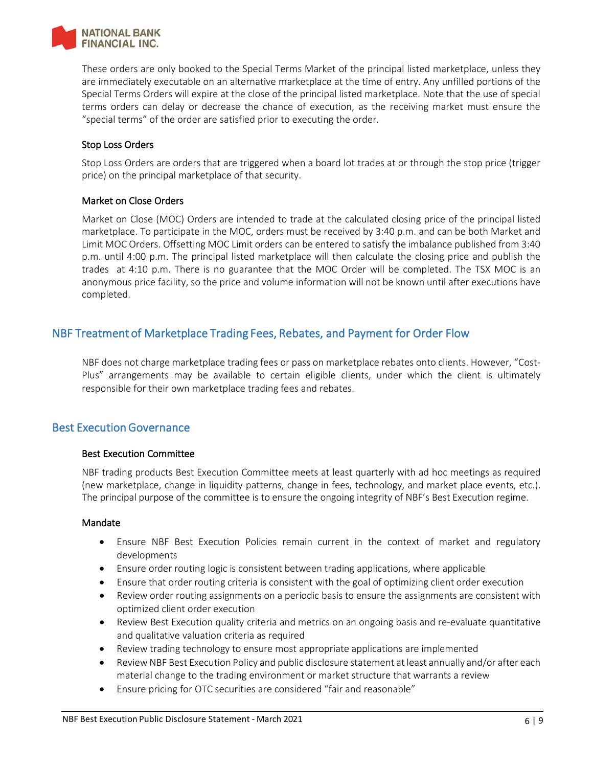These orders are only booked to the Special Terms Market of the principal listed marketplace, unless they are immediately executable on an alternative marketplace at the time of entry. Any unfilled portions of the Special Terms Orders will expire at the close of the principal listed marketplace. Note that the use of special terms orders can delay or decrease the chance of execution, as the receiving market must ensure the "special terms" of the order are satisfied prior to executing the order.

### Stop Loss Orders

Stop Loss Orders are orders that are triggered when a board lot trades at or through the stop price (trigger price) on the principal marketplace of that security.

### Market on Close Orders

Market on Close (MOC) Orders are intended to trade at the calculated closing price of the principal listed marketplace. To participate in the MOC, orders must be received by 3:40 p.m. and can be both Market and Limit MOC Orders. Offsetting MOC Limit orders can be entered to satisfy the imbalance published from 3:40 p.m. until 4:00 p.m. The principal listed marketplace will then calculate the closing price and publish the trades at 4:10 p.m. There is no guarantee that the MOC Order will be completed. The TSX MOC is an anonymous price facility, so the price and volume information will not be known until after executions have completed.

## NBF Treatment of Marketplace Trading Fees, Rebates, and Payment for Order Flow

NBF does not charge marketplace trading fees or pass on marketplace rebates onto clients. However, "Cost-Plus" arrangements may be available to certain eligible clients, under which the client is ultimately responsible for their own marketplace trading fees and rebates.

## Best Execution Governance

### Best Execution Committee

NBF trading products Best Execution Committee meets at least quarterly with ad hoc meetings as required (new marketplace, change in liquidity patterns, change in fees, technology, and market place events, etc.). The principal purpose of the committee is to ensure the ongoing integrity of NBF's Best Execution regime.

### Mandate

- Ensure NBF Best Execution Policies remain current in the context of market and regulatory developments
- Ensure order routing logic is consistent between trading applications, where applicable
- Ensure that order routing criteria is consistent with the goal of optimizing client order execution
- Review order routing assignments on a periodic basis to ensure the assignments are consistent with optimized client order execution
- Review Best Execution quality criteria and metrics on an ongoing basis and re-evaluate quantitative and qualitative valuation criteria as required
- Review trading technology to ensure most appropriate applications are implemented
- Review NBF Best Execution Policy and public disclosure statement at least annually and/or after each material change to the trading environment or market structure that warrants a review
- Ensure pricing for OTC securities are considered "fair and reasonable"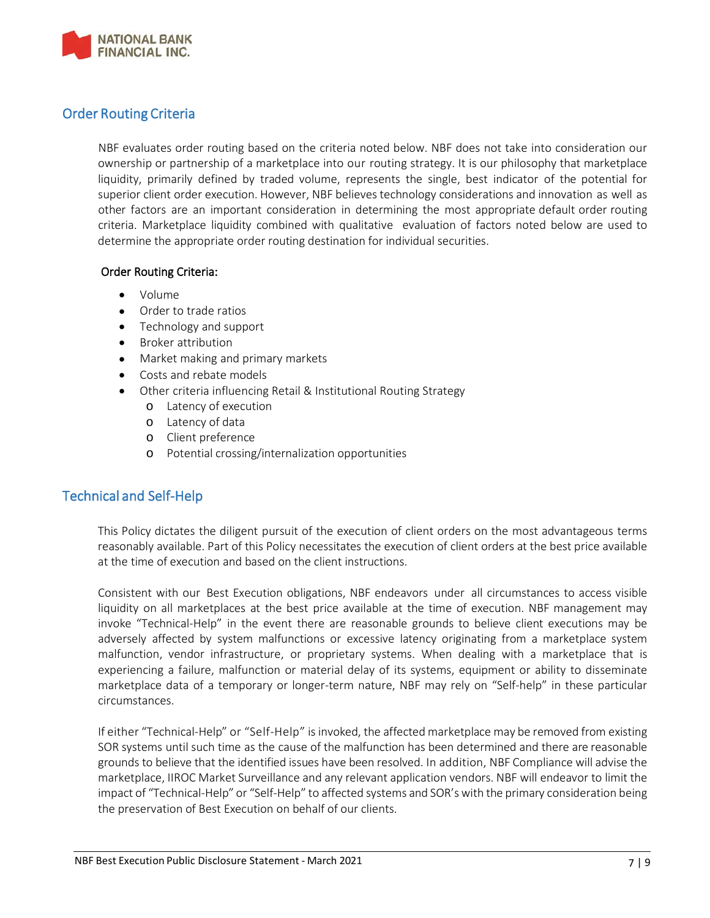## Order Routing Criteria

NBF evaluates order routing based on the criteria noted below. NBF does not take into consideration our ownership or partnership of a marketplace into our routing strategy. It is our philosophy that marketplace liquidity, primarily defined by traded volume, represents the single, best indicator of the potential for superior client order execution. However, NBF believes technology considerations and innovation as well as other factors are an important consideration in determining the most appropriate default order routing criteria. Marketplace liquidity combined with qualitative evaluation of factors noted below are used to determine the appropriate order routing destination for individual securities.

**Order Routing Criteria:**

- Volume
- Order to trade ratios
- Technology and support
- Broker attribution
- Market making and primary markets
- Costs and rebate models
- Other criteria influencing Retail & Institutional Routing Strategy
  - Latency of execution
  - Latency of data
  - Client preference
  - Potential crossing/internalization opportunities

## Technical and Self-Help

This Policy dictates the diligent pursuit of the execution of client orders on the most advantageous terms reasonably available. Part of this Policy necessitates the execution of client orders at the best price available at the time of execution and based on the client instructions.

Consistent with our Best Execution obligations, NBF endeavors under all circumstances to access visible liquidity on all marketplaces at the best price available at the time of execution. NBF management may invoke "Technical-Help" in the event there are reasonable grounds to believe client executions may be adversely affected by system malfunctions or excessive latency originating from a marketplace system malfunction, vendor infrastructure, or proprietary systems. When dealing with a marketplace that is experiencing a failure, malfunction or material delay of its systems, equipment or ability to disseminate marketplace data of a temporary or longer-term nature, NBF may rely on "Self-help" in these particular circumstances.

If either "Technical-Help" or "Self-Help" is invoked, the affected marketplace may be removed from existing SOR systems until such time as the cause of the malfunction has been determined and there are reasonable grounds to believe that the identified issues have been resolved. In addition, NBF Compliance will advise the marketplace, IIROC Market Surveillance and any relevant application vendors. NBF will endeavor to limit the impact of "Technical-Help" or "Self-Help" to affected systems and SOR's with the primary consideration being the preservation of Best Execution on behalf of our clients.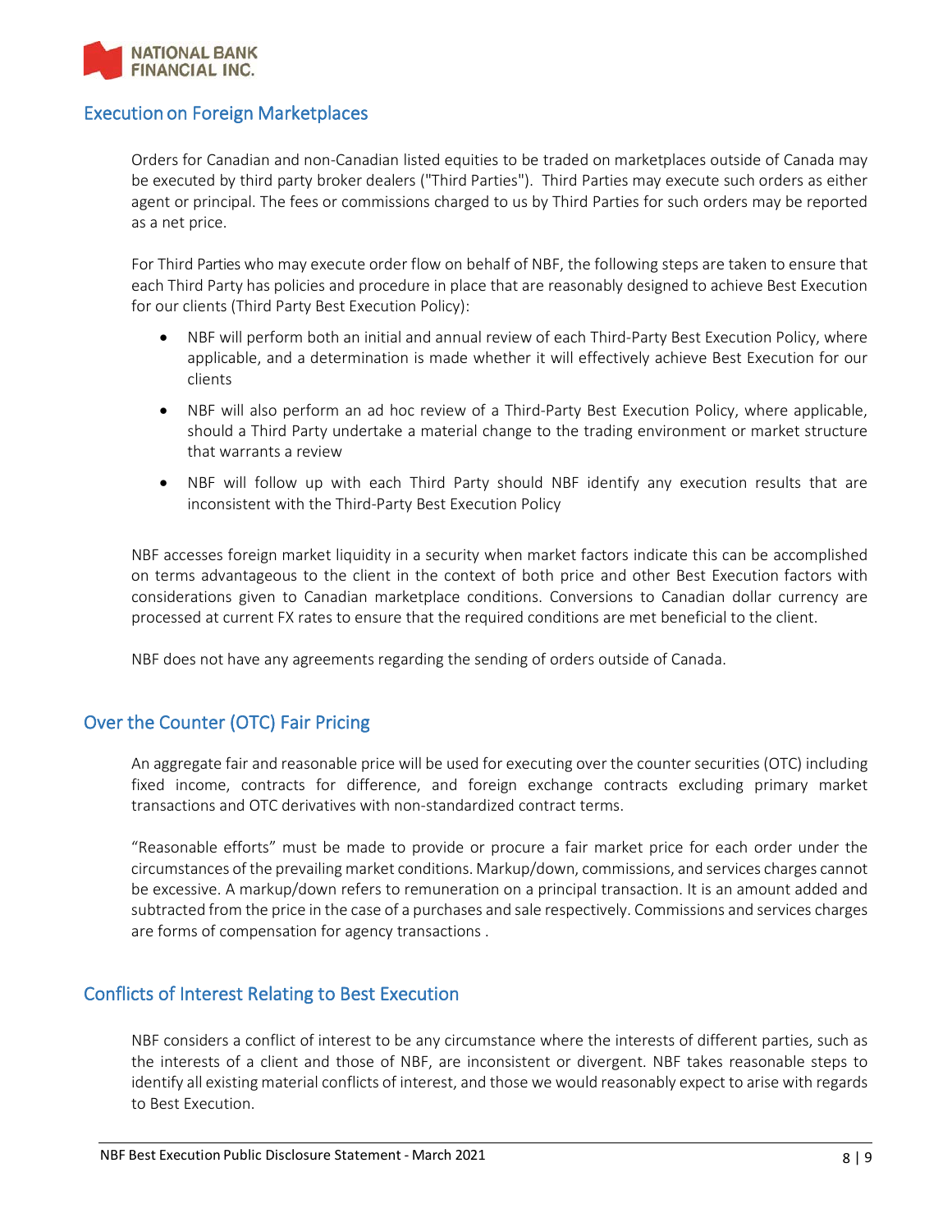## Execution on Foreign Marketplaces

Orders for Canadian and non-Canadian listed equities to be traded on marketplaces outside of Canada may be executed by third party broker dealers ("Third Parties"). Third Parties may execute such orders as either agent or principal. The fees or commissions charged to us by Third Parties for such orders may be reported as a net price.

For Third Parties who may execute order flow on behalf of NBF, the following steps are taken to ensure that each Third Party has policies and procedure in place that are reasonably designed to achieve Best Execution for our clients (Third Party Best Execution Policy):

- NBF will perform both an initial and annual review of each Third-Party Best Execution Policy, where applicable, and a determination is made whether it will effectively achieve Best Execution for our clients
- NBF will also perform an ad hoc review of a Third-Party Best Execution Policy, where applicable, should a Third Party undertake a material change to the trading environment or market structure that warrants a review
- NBF will follow up with each Third Party should NBF identify any execution results that are inconsistent with the Third-Party Best Execution Policy

NBF accesses foreign market liquidity in a security when market factors indicate this can be accomplished on terms advantageous to the client in the context of both price and other Best Execution factors with considerations given to Canadian marketplace conditions. Conversions to Canadian dollar currency are processed at current FX rates to ensure that the required conditions are met beneficial to the client.

NBF does not have any agreements regarding the sending of orders outside of Canada.

## Over the Counter (OTC) Fair Pricing

An aggregate fair and reasonable price will be used for executing over the counter securities (OTC) including fixed income, contracts for difference, and foreign exchange contracts excluding primary market transactions and OTC derivatives with non-standardized contract terms.

"Reasonable efforts" must be made to provide or procure a fair market price for each order under the circumstances of the prevailing market conditions. Markup/down, commissions, and services charges cannot be excessive. A markup/down refers to remuneration on a principal transaction. It is an amount added and subtracted from the price in the case of a purchases and sale respectively. Commissions and services charges are forms of compensation for agency transactions .

## Conflicts of Interest Relating to Best Execution

NBF considers a conflict of interest to be any circumstance where the interests of different parties, such as the interests of a client and those of NBF, are inconsistent or divergent. NBF takes reasonable steps to identify all existing material conflicts of interest, and those we would reasonably expect to arise with regards to Best Execution.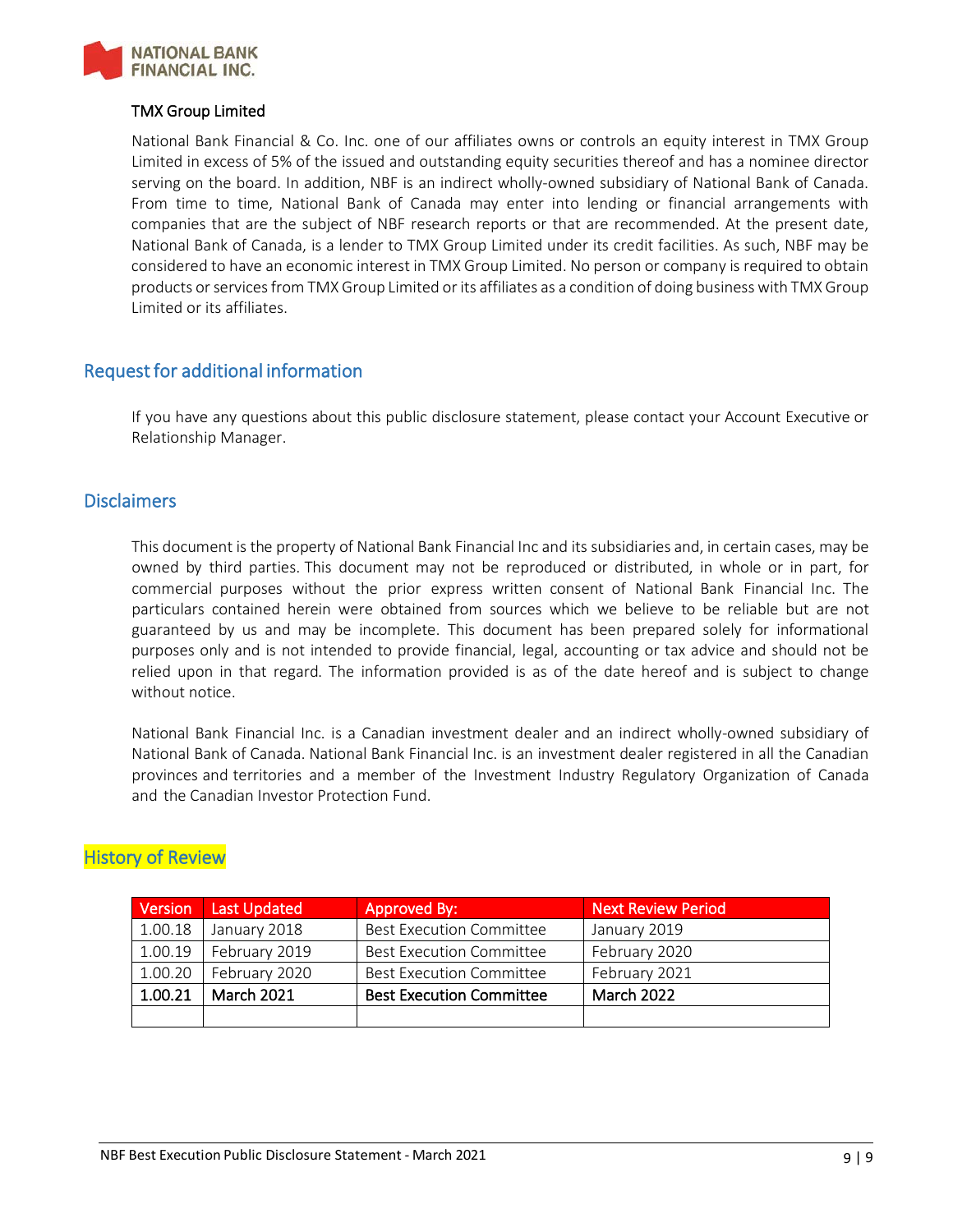### TMX Group Limited

National Bank Financial & Co. Inc. one of our affiliates owns or controls an equity interest in TMX Group Limited in excess of 5% of the issued and outstanding equity securities thereof and has a nominee director serving on the board. In addition, NBF is an indirect wholly-owned subsidiary of National Bank of Canada. From time to time, National Bank of Canada may enter into lending or financial arrangements with companies that are the subject of NBF research reports or that are recommended. At the present date, National Bank of Canada, is a lender to TMX Group Limited under its credit facilities. As such, NBF may be considered to have an economic interest in TMX Group Limited. No person or company is required to obtain products or services from TMX Group Limited or its affiliates as a condition of doing business with TMX Group Limited or its affiliates.

## Request for additional information

If you have any questions about this public disclosure statement, please contact your Account Executive or Relationship Manager.

## Disclaimers

This document is the property of National Bank Financial Inc and its subsidiaries and, in certain cases, may be owned by third parties. This document may not be reproduced or distributed, in whole or in part, for commercial purposes without the prior express written consent of National Bank Financial Inc. The particulars contained herein were obtained from sources which we believe to be reliable but are not guaranteed by us and may be incomplete. This document has been prepared solely for informational purposes only and is not intended to provide financial, legal, accounting or tax advice and should not be relied upon in that regard. The information provided is as of the date hereof and is subject to change without notice.

National Bank Financial Inc. is a Canadian investment dealer and an indirect wholly-owned subsidiary of National Bank of Canada. National Bank Financial Inc. is an investment dealer registered in all the Canadian provinces and territories and a member of the Investment Industry Regulatory Organization of Canada and the Canadian Investor Protection Fund.

## History of Review

| Version | Last Updated | Approved By: | Next Review Period |
|---|---|---|---|
| 1.00.18 | January 2018 | Best Execution Committee | January 2019 |
| 1.00.19 | February 2019 | Best Execution Committee | February 2020 |
| 1.00.20 | February 2020 | Best Execution Committee | February 2021 |
| **1.00.21** | **March 2021** | **Best Execution Committee** | **March 2022** |
| | | | |